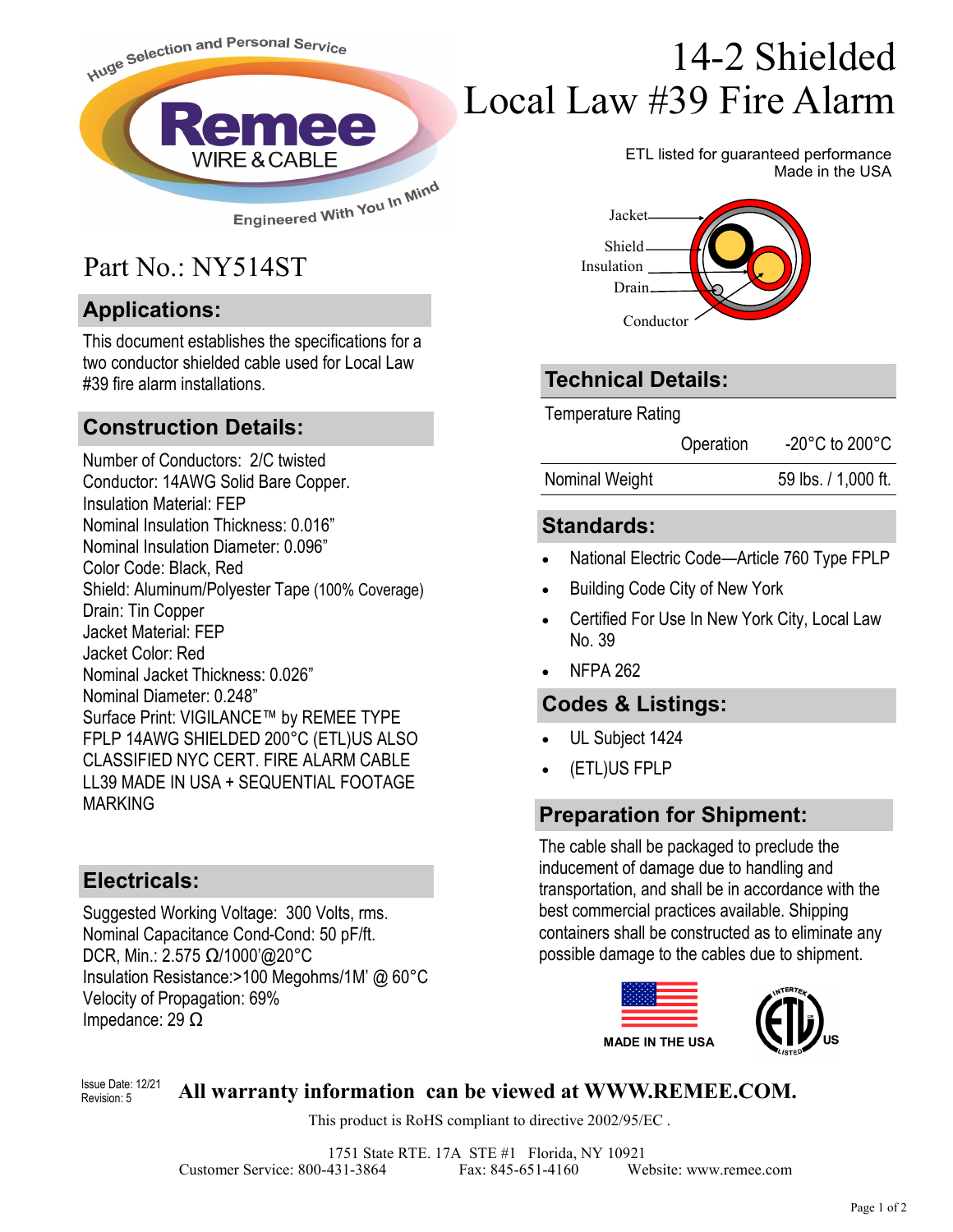Huge Selection and Personal Service

Remee WIRE & CABLE

Engineered With You In Mind

# 14-2 Shielded Local Law #39 Fire Alarm

ETL listed for guaranteed performance
Made in the USA

Jacket
Shield
Insulation
Drain
Conductor

## Part No.: NY514ST

## Applications:

This document establishes the specifications for a two conductor shielded cable used for Local Law #39 fire alarm installations.

## Construction Details:

Number of Conductors: 2/C twisted
Conductor: 14AWG Solid Bare Copper.
Insulation Material: FEP
Nominal Insulation Thickness: 0.016"
Nominal Insulation Diameter: 0.096"
Color Code: Black, Red
Shield: Aluminum/Polyester Tape (100% Coverage)
Drain: Tin Copper
Jacket Material: FEP
Jacket Color: Red
Nominal Jacket Thickness: 0.026"
Nominal Diameter: 0.248"
Surface Print: VIGILANCE™ by REMEE TYPE FPLP 14AWG SHIELDED 200°C (ETL)US ALSO CLASSIFIED NYC CERT. FIRE ALARM CABLE LL39 MADE IN USA + SEQUENTIAL FOOTAGE MARKING

## Electricals:

Suggested Working Voltage: 300 Volts, rms.
Nominal Capacitance Cond-Cond: 50 pF/ft.
DCR, Min.: 2.575 Ω/1000'@20°C
Insulation Resistance:>100 Megohms/1M' @ 60°C
Velocity of Propagation: 69%
Impedance: 29 Ω

## Technical Details:

| Temperature Rating | | |
|---|---|---|
| | Operation | -20°C to 200°C |
| Nominal Weight | | 59 lbs. / 1,000 ft. |

## Standards:

- National Electric Code—Article 760 Type FPLP
- Building Code City of New York
- Certified For Use In New York City, Local Law No. 39
- NFPA 262

## Codes & Listings:

- UL Subject 1424
- (ETL)US FPLP

## Preparation for Shipment:

The cable shall be packaged to preclude the inducement of damage due to handling and transportation, and shall be in accordance with the best commercial practices available. Shipping containers shall be constructed as to eliminate any possible damage to the cables due to shipment.

MADE IN THE USA

Issue Date: 12/21
Revision: 5

**All warranty information can be viewed at WWW.REMEE.COM.**

This product is RoHS compliant to directive 2002/95/EC .

1751 State RTE. 17A STE #1 Florida, NY 10921
Customer Service: 800-431-3864 Fax: 845-651-4160 Website: www.remee.com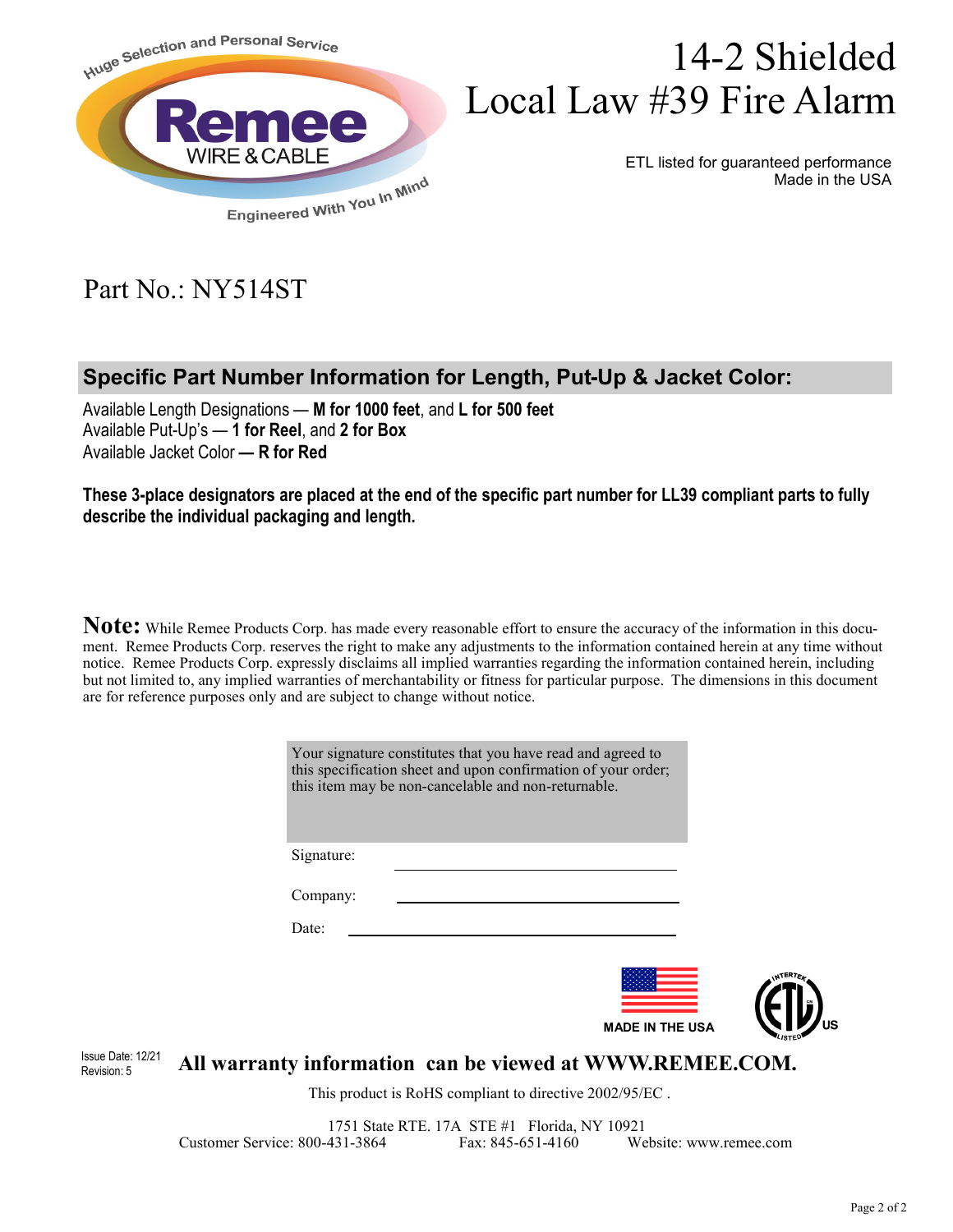Huge Selection and Personal Service

Remee WIRE & CABLE

Engineered With You In Mind

# 14-2 Shielded Local Law #39 Fire Alarm

ETL listed for guaranteed performance
Made in the USA

## Part No.: NY514ST

### Specific Part Number Information for Length, Put-Up & Jacket Color:

Available Length Designations — **M for 1000 feet**, and **L for 500 feet**
Available Put-Up's — **1 for Reel**, and **2 for Box**
Available Jacket Color **— R for Red**

**These 3-place designators are placed at the end of the specific part number for LL39 compliant parts to fully describe the individual packaging and length.**

**Note:** While Remee Products Corp. has made every reasonable effort to ensure the accuracy of the information in this document. Remee Products Corp. reserves the right to make any adjustments to the information contained herein at any time without notice. Remee Products Corp. expressly disclaims all implied warranties regarding the information contained herein, including but not limited to, any implied warranties of merchantability or fitness for particular purpose. The dimensions in this document are for reference purposes only and are subject to change without notice.

Your signature constitutes that you have read and agreed to this specification sheet and upon confirmation of your order; this item may be non-cancelable and non-returnable.

Signature: ______________________

Company: ______________________

Date: ______________________

MADE IN THE USA

INTERTEK ETL LISTED US

Issue Date: 12/21
Revision: 5

**All warranty information can be viewed at WWW.REMEE.COM.**

This product is RoHS compliant to directive 2002/95/EC .

1751 State RTE. 17A STE #1 Florida, NY 10921
Customer Service: 800-431-3864 Fax: 845-651-4160 Website: www.remee.com